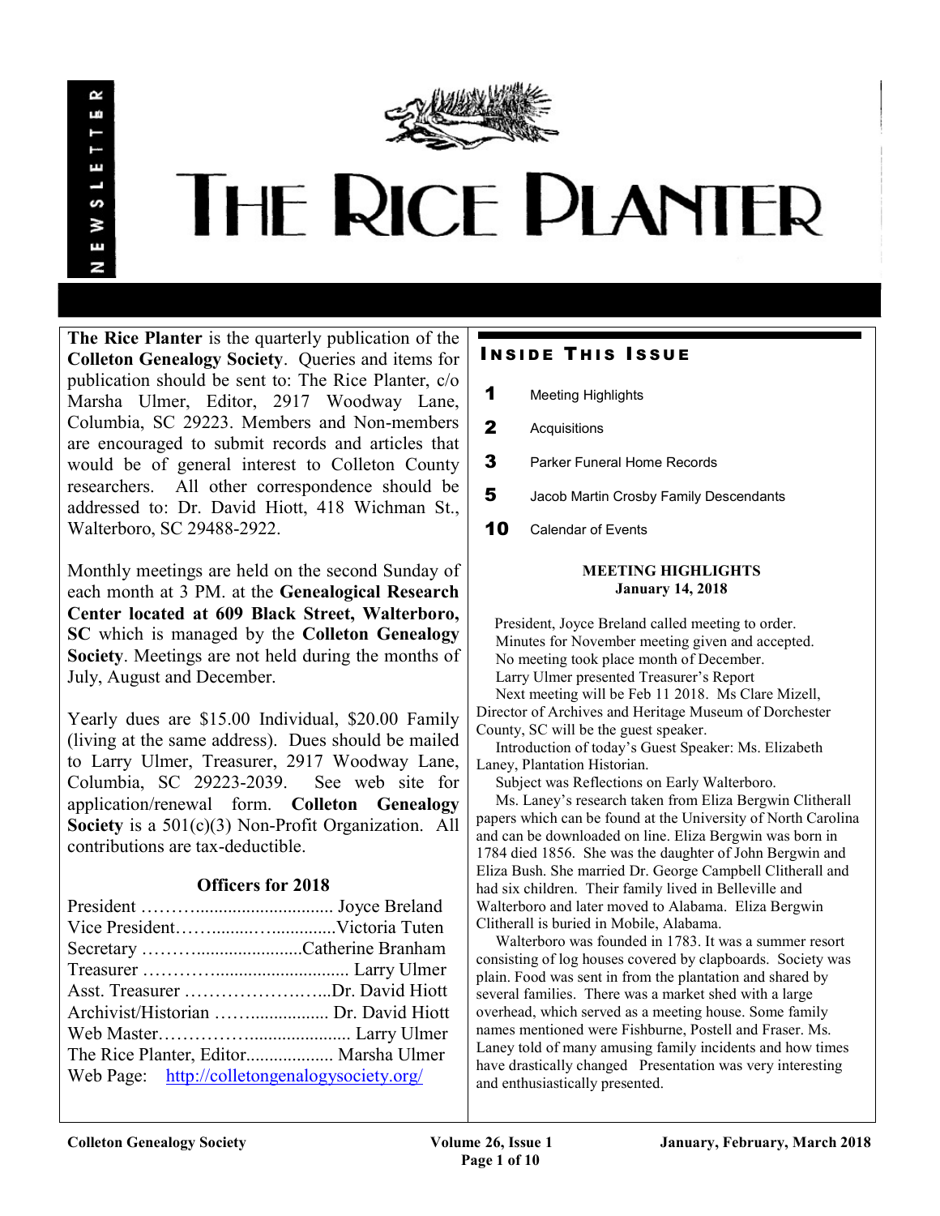# THE RICE PLANTER

NEWSLETTER

**The Rice Planter** is the quarterly publication of the **Colleton Genealogy Society**. Queries and items for publication should be sent to: The Rice Planter, c/o Marsha Ulmer, Editor, 2917 Woodway Lane, Columbia, SC 29223. Members and Non-members are encouraged to submit records and articles that would be of general interest to Colleton County researchers. All other correspondence should be addressed to: Dr. David Hiott, 418 Wichman St., Walterboro, SC 29488-2922.

Monthly meetings are held on the second Sunday of each month at 3 PM. at the **Genealogical Research Center located at 609 Black Street, Walterboro, SC** which is managed by the **Colleton Genealogy Society**. Meetings are not held during the months of July, August and December.

Yearly dues are $15.00 Individual, $20.00 Family (living at the same address). Dues should be mailed to Larry Ulmer, Treasurer, 2917 Woodway Lane, Columbia, SC 29223-2039. See web site for application/renewal form. **Colleton Genealogy Society** is a 501(c)(3) Non-Profit Organization. All contributions are tax-deductible.

### Officers for 2018

President ……….............................. Joyce Breland
Vice President……........…..............Victoria Tuten
Secretary ……….......................Catherine Branham
Treasurer ………….............................. Larry Ulmer
Asst. Treasurer …………………….…...Dr. David Hiott
Archivist/Historian ……................... Dr. David Hiott
Web Master…………….................... Larry Ulmer
The Rice Planter, Editor................... Marsha Ulmer
Web Page: http://colletongenalogysociety.org/

## INSIDE THIS ISSUE

**1** Meeting Highlights
**2** Acquisitions
**3** Parker Funeral Home Records
**5** Jacob Martin Crosby Family Descendants
**10** Calendar of Events

### MEETING HIGHLIGHTS
**January 14, 2018**

President, Joyce Breland called meeting to order.
Minutes for November meeting given and accepted.
No meeting took place month of December.
Larry Ulmer presented Treasurer's Report
Next meeting will be Feb 11 2018. Ms Clare Mizell, Director of Archives and Heritage Museum of Dorchester County, SC will be the guest speaker.
Introduction of today's Guest Speaker: Ms. Elizabeth Laney, Plantation Historian.
Subject was Reflections on Early Walterboro.

Ms. Laney's research taken from Eliza Bergwin Clitherall papers which can be found at the University of North Carolina and can be downloaded on line. Eliza Bergwin was born in 1784 died 1856. She was the daughter of John Bergwin and Eliza Bush. She married Dr. George Campbell Clitherall and had six children. Their family lived in Belleville and Walterboro and later moved to Alabama. Eliza Bergwin Clitherall is buried in Mobile, Alabama.

Walterboro was founded in 1783. It was a summer resort consisting of log houses covered by clapboards. Society was plain. Food was sent in from the plantation and shared by several families. There was a market shed with a large overhead, which served as a meeting house. Some family names mentioned were Fishburne, Postell and Fraser. Ms. Laney told of many amusing family incidents and how times have drastically changed Presentation was very interesting and enthusiastically presented.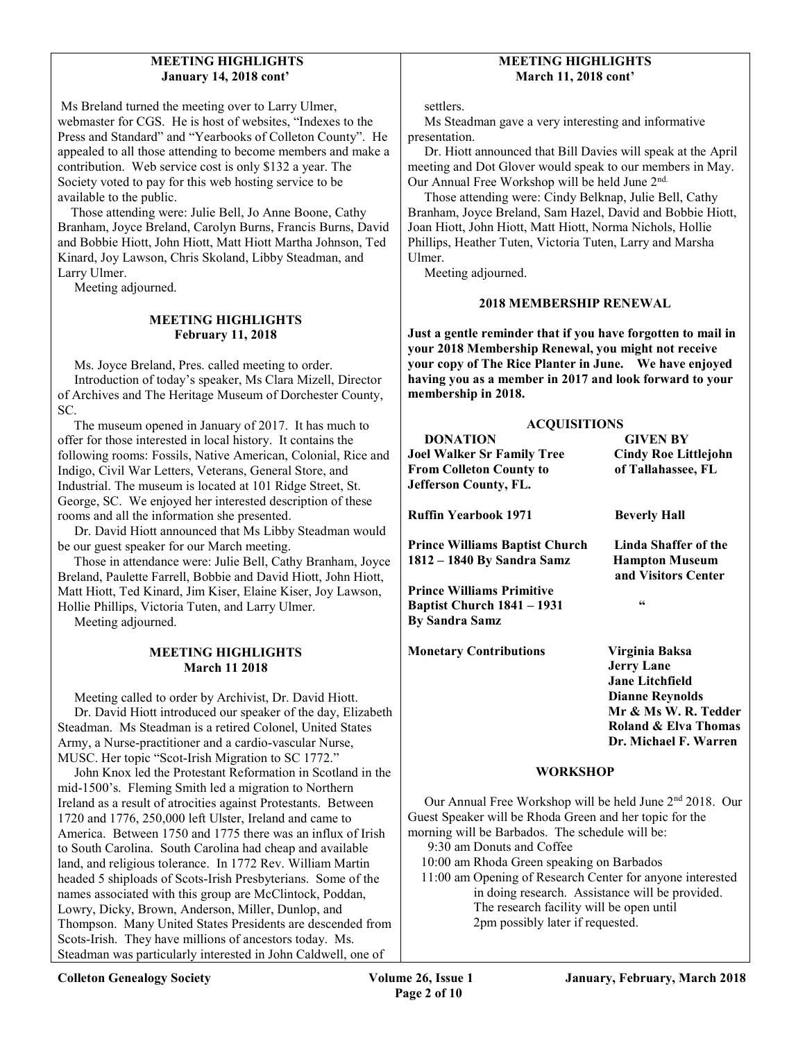## MEETING HIGHLIGHTS
**January 14, 2018 cont'**

Ms Breland turned the meeting over to Larry Ulmer, webmaster for CGS. He is host of websites, "Indexes to the Press and Standard" and "Yearbooks of Colleton County". He appealed to all those attending to become members and make a contribution. Web service cost is only $132 a year. The Society voted to pay for this web hosting service to be available to the public.

Those attending were: Julie Bell, Jo Anne Boone, Cathy Branham, Joyce Breland, Carolyn Burns, Francis Burns, David and Bobbie Hiott, John Hiott, Matt Hiott Martha Johnson, Ted Kinard, Joy Lawson, Chris Skoland, Libby Steadman, and Larry Ulmer.

Meeting adjourned.

## MEETING HIGHLIGHTS
**February 11, 2018**

Ms. Joyce Breland, Pres. called meeting to order.

Introduction of today's speaker, Ms Clara Mizell, Director of Archives and The Heritage Museum of Dorchester County, SC.

The museum opened in January of 2017. It has much to offer for those interested in local history. It contains the following rooms: Fossils, Native American, Colonial, Rice and Indigo, Civil War Letters, Veterans, General Store, and Industrial. The museum is located at 101 Ridge Street, St. George, SC. We enjoyed her interested description of these rooms and all the information she presented.

Dr. David Hiott announced that Ms Libby Steadman would be our guest speaker for our March meeting.

Those in attendance were: Julie Bell, Cathy Branham, Joyce Breland, Paulette Farrell, Bobbie and David Hiott, John Hiott, Matt Hiott, Ted Kinard, Jim Kiser, Elaine Kiser, Joy Lawson, Hollie Phillips, Victoria Tuten, and Larry Ulmer.

Meeting adjourned.

## MEETING HIGHLIGHTS
**March 11 2018**

Meeting called to order by Archivist, Dr. David Hiott.

Dr. David Hiott introduced our speaker of the day, Elizabeth Steadman. Ms Steadman is a retired Colonel, United States Army, a Nurse-practitioner and a cardio-vascular Nurse, MUSC. Her topic "Scot-Irish Migration to SC 1772."

John Knox led the Protestant Reformation in Scotland in the mid-1500's. Fleming Smith led a migration to Northern Ireland as a result of atrocities against Protestants. Between 1720 and 1776, 250,000 left Ulster, Ireland and came to America. Between 1750 and 1775 there was an influx of Irish to South Carolina. South Carolina had cheap and available land, and religious tolerance. In 1772 Rev. William Martin headed 5 shiploads of Scots-Irish Presbyterians. Some of the names associated with this group are McClintock, Poddan, Lowry, Dicky, Brown, Anderson, Miller, Dunlop, and Thompson. Many United States Presidents are descended from Scots-Irish. They have millions of ancestors today. Ms. Steadman was particularly interested in John Caldwell, one of settlers.

Ms Steadman gave a very interesting and informative presentation.

Dr. Hiott announced that Bill Davies will speak at the April meeting and Dot Glover would speak to our members in May. Our Annual Free Workshop will be held June 2nd.

Those attending were: Cindy Belknap, Julie Bell, Cathy Branham, Joyce Breland, Sam Hazel, David and Bobbie Hiott, Joan Hiott, John Hiott, Matt Hiott, Norma Nichols, Hollie Phillips, Heather Tuten, Victoria Tuten, Larry and Marsha Ulmer.

Meeting adjourned.

## 2018 MEMBERSHIP RENEWAL

**Just a gentle reminder that if you have forgotten to mail in your 2018 Membership Renewal, you might not receive your copy of The Rice Planter in June. We have enjoyed having you as a member in 2017 and look forward to your membership in 2018.**

## ACQUISITIONS

| DONATION | GIVEN BY |
|---|---|
| **Joel Walker Sr Family Tree From Colleton County to Jefferson County, FL.** | **Cindy Roe Littlejohn of Tallahassee, FL** |
| **Ruffin Yearbook 1971** | **Beverly Hall** |
| **Prince Williams Baptist Church 1812 – 1840 By Sandra Samz** | **Linda Shaffer of the Hampton Museum and Visitors Center** |
| **Prince Williams Primitive Baptist Church 1841 – 1931 By Sandra Samz** | **"** |
| **Monetary Contributions** | **Virginia Baksa**<br>**Jerry Lane**<br>**Jane Litchfield**<br>**Dianne Reynolds**<br>**Mr & Ms W. R. Tedder**<br>**Roland & Elva Thomas**<br>**Dr. Michael F. Warren** |

## WORKSHOP

Our Annual Free Workshop will be held June 2nd 2018. Our Guest Speaker will be Rhoda Green and her topic for the morning will be Barbados. The schedule will be:

- 9:30 am Donuts and Coffee
- 10:00 am Rhoda Green speaking on Barbados
- 11:00 am Opening of Research Center for anyone interested in doing research. Assistance will be provided. The research facility will be open until 2pm possibly later if requested.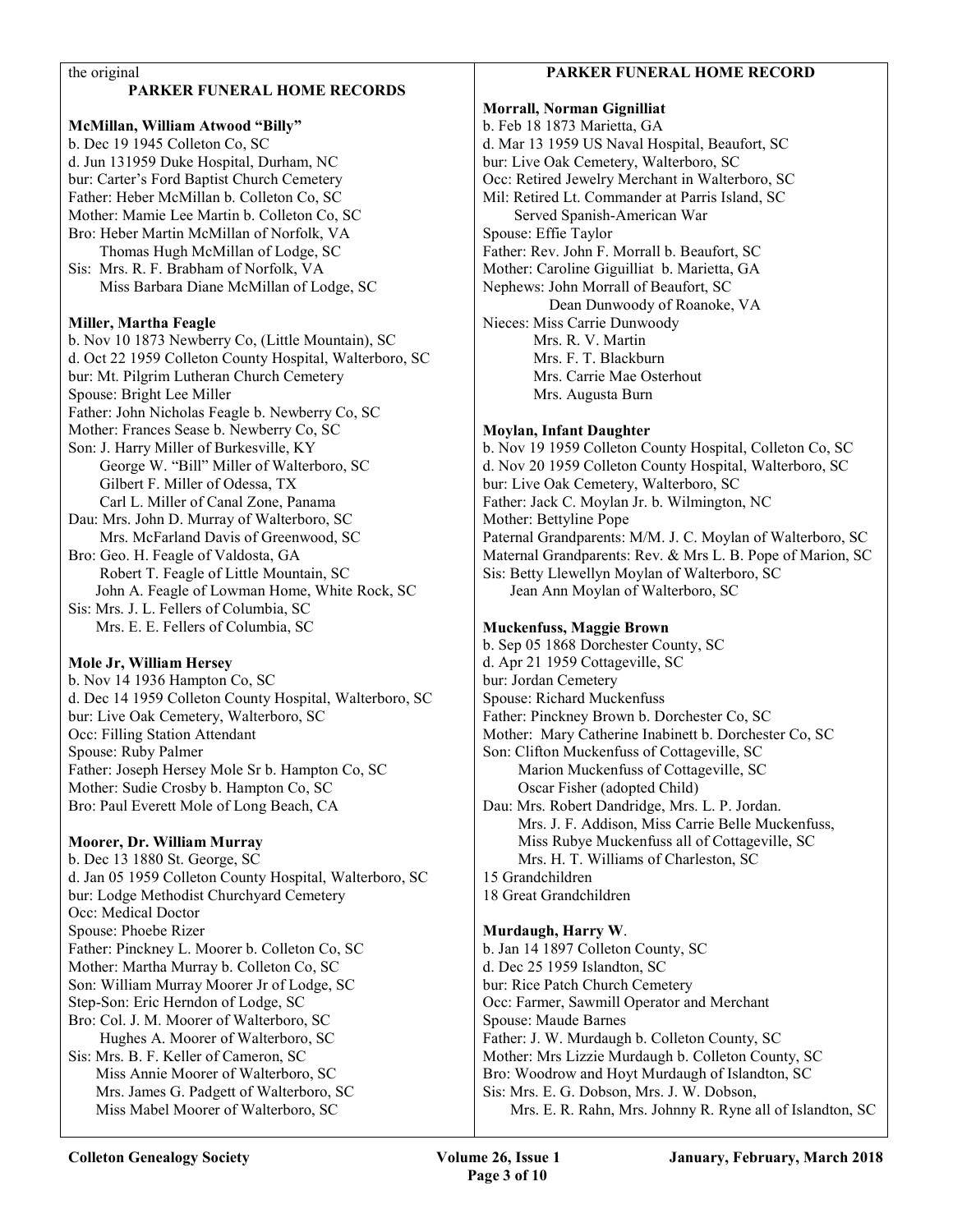the original

## PARKER FUNERAL HOME RECORDS

**McMillan, William Atwood "Billy"**
b. Dec 19 1945 Colleton Co, SC
d. Jun 131959 Duke Hospital, Durham, NC
bur: Carter's Ford Baptist Church Cemetery
Father: Heber McMillan b. Colleton Co, SC
Mother: Mamie Lee Martin b. Colleton Co, SC
Bro: Heber Martin McMillan of Norfolk, VA
Thomas Hugh McMillan of Lodge, SC
Sis: Mrs. R. F. Brabham of Norfolk, VA
Miss Barbara Diane McMillan of Lodge, SC

**Miller, Martha Feagle**
b. Nov 10 1873 Newberry Co, (Little Mountain), SC
d. Oct 22 1959 Colleton County Hospital, Walterboro, SC
bur: Mt. Pilgrim Lutheran Church Cemetery
Spouse: Bright Lee Miller
Father: John Nicholas Feagle b. Newberry Co, SC
Mother: Frances Sease b. Newberry Co, SC
Son: J. Harry Miller of Burkesville, KY
George W. "Bill" Miller of Walterboro, SC
Gilbert F. Miller of Odessa, TX
Carl L. Miller of Canal Zone, Panama
Dau: Mrs. John D. Murray of Walterboro, SC
Mrs. McFarland Davis of Greenwood, SC
Bro: Geo. H. Feagle of Valdosta, GA
Robert T. Feagle of Little Mountain, SC
John A. Feagle of Lowman Home, White Rock, SC
Sis: Mrs. J. L. Fellers of Columbia, SC
Mrs. E. E. Fellers of Columbia, SC

**Mole Jr, William Hersey**
b. Nov 14 1936 Hampton Co, SC
d. Dec 14 1959 Colleton County Hospital, Walterboro, SC
bur: Live Oak Cemetery, Walterboro, SC
Occ: Filling Station Attendant
Spouse: Ruby Palmer
Father: Joseph Hersey Mole Sr b. Hampton Co, SC
Mother: Sudie Crosby b. Hampton Co, SC
Bro: Paul Everett Mole of Long Beach, CA

**Moorer, Dr. William Murray**
b. Dec 13 1880 St. George, SC
d. Jan 05 1959 Colleton County Hospital, Walterboro, SC
bur: Lodge Methodist Churchyard Cemetery
Occ: Medical Doctor
Spouse: Phoebe Rizer
Father: Pinckney L. Moorer b. Colleton Co, SC
Mother: Martha Murray b. Colleton Co, SC
Son: William Murray Moorer Jr of Lodge, SC
Step-Son: Eric Herndon of Lodge, SC
Bro: Col. J. M. Moorer of Walterboro, SC
Hughes A. Moorer of Walterboro, SC
Sis: Mrs. B. F. Keller of Cameron, SC
Miss Annie Moorer of Walterboro, SC
Mrs. James G. Padgett of Walterboro, SC
Miss Mabel Moorer of Walterboro, SC

## PARKER FUNERAL HOME RECORD

**Morrall, Norman Gignilliat**
b. Feb 18 1873 Marietta, GA
d. Mar 13 1959 US Naval Hospital, Beaufort, SC
bur: Live Oak Cemetery, Walterboro, SC
Occ: Retired Jewelry Merchant in Walterboro, SC
Mil: Retired Lt. Commander at Parris Island, SC
Served Spanish-American War
Spouse: Effie Taylor
Father: Rev. John F. Morrall b. Beaufort, SC
Mother: Caroline Giguilliat b. Marietta, GA
Nephews: John Morrall of Beaufort, SC
Dean Dunwoody of Roanoke, VA
Nieces: Miss Carrie Dunwoody
Mrs. R. V. Martin
Mrs. F. T. Blackburn
Mrs. Carrie Mae Osterhout
Mrs. Augusta Burn

**Moylan, Infant Daughter**
b. Nov 19 1959 Colleton County Hospital, Colleton Co, SC
d. Nov 20 1959 Colleton County Hospital, Walterboro, SC
bur: Live Oak Cemetery, Walterboro, SC
Father: Jack C. Moylan Jr. b. Wilmington, NC
Mother: Bettyline Pope
Paternal Grandparents: M/M. J. C. Moylan of Walterboro, SC
Maternal Grandparents: Rev. & Mrs L. B. Pope of Marion, SC
Sis: Betty Llewellyn Moylan of Walterboro, SC
Jean Ann Moylan of Walterboro, SC

**Muckenfuss, Maggie Brown**
b. Sep 05 1868 Dorchester County, SC
d. Apr 21 1959 Cottageville, SC
bur: Jordan Cemetery
Spouse: Richard Muckenfuss
Father: Pinckney Brown b. Dorchester Co, SC
Mother: Mary Catherine Inabinett b. Dorchester Co, SC
Son: Clifton Muckenfuss of Cottageville, SC
Marion Muckenfuss of Cottageville, SC
Oscar Fisher (adopted Child)
Dau: Mrs. Robert Dandridge, Mrs. L. P. Jordan.
Mrs. J. F. Addison, Miss Carrie Belle Muckenfuss,
Miss Rubye Muckenfuss all of Cottageville, SC
Mrs. H. T. Williams of Charleston, SC
15 Grandchildren
18 Great Grandchildren

**Murdaugh, Harry W**.
b. Jan 14 1897 Colleton County, SC
d. Dec 25 1959 Islandton, SC
bur: Rice Patch Church Cemetery
Occ: Farmer, Sawmill Operator and Merchant
Spouse: Maude Barnes
Father: J. W. Murdaugh b. Colleton County, SC
Mother: Mrs Lizzie Murdaugh b. Colleton County, SC
Bro: Woodrow and Hoyt Murdaugh of Islandton, SC
Sis: Mrs. E. G. Dobson, Mrs. J. W. Dobson,
Mrs. E. R. Rahn, Mrs. Johnny R. Ryne all of Islandton, SC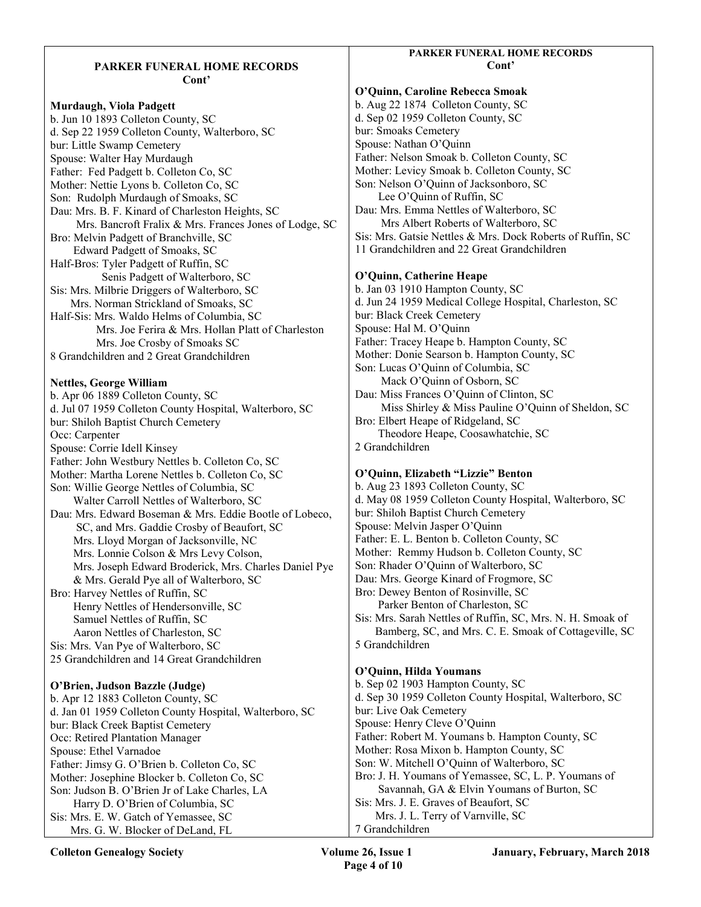## PARKER FUNERAL HOME RECORDS
**Cont'**

**Murdaugh, Viola Padgett**
b. Jun 10 1893 Colleton County, SC
d. Sep 22 1959 Colleton County, Walterboro, SC
bur: Little Swamp Cemetery
Spouse: Walter Hay Murdaugh
Father: Fed Padgett b. Colleton Co, SC
Mother: Nettie Lyons b. Colleton Co, SC
Son: Rudolph Murdaugh of Smoaks, SC
Dau: Mrs. B. F. Kinard of Charleston Heights, SC
Mrs. Bancroft Fralix & Mrs. Frances Jones of Lodge, SC
Bro: Melvin Padgett of Branchville, SC
Edward Padgett of Smoaks, SC
Half-Bros: Tyler Padgett of Ruffin, SC
Senis Padgett of Walterboro, SC
Sis: Mrs. Milbrie Driggers of Walterboro, SC
Mrs. Norman Strickland of Smoaks, SC
Half-Sis: Mrs. Waldo Helms of Columbia, SC
Mrs. Joe Ferira & Mrs. Hollan Platt of Charleston
Mrs. Joe Crosby of Smoaks SC
8 Grandchildren and 2 Great Grandchildren

**Nettles, George William**
b. Apr 06 1889 Colleton County, SC
d. Jul 07 1959 Colleton County Hospital, Walterboro, SC
bur: Shiloh Baptist Church Cemetery
Occ: Carpenter
Spouse: Corrie Idell Kinsey
Father: John Westbury Nettles b. Colleton Co, SC
Mother: Martha Lorene Nettles b. Colleton Co, SC
Son: Willie George Nettles of Columbia, SC
Walter Carroll Nettles of Walterboro, SC
Dau: Mrs. Edward Boseman & Mrs. Eddie Bootle of Lobeco, SC, and Mrs. Gaddie Crosby of Beaufort, SC
Mrs. Lloyd Morgan of Jacksonville, NC
Mrs. Lonnie Colson & Mrs Levy Colson,
Mrs. Joseph Edward Broderick, Mrs. Charles Daniel Pye & Mrs. Gerald Pye all of Walterboro, SC
Bro: Harvey Nettles of Ruffin, SC
Henry Nettles of Hendersonville, SC
Samuel Nettles of Ruffin, SC
Aaron Nettles of Charleston, SC
Sis: Mrs. Van Pye of Walterboro, SC
25 Grandchildren and 14 Great Grandchildren

**O'Brien, Judson Bazzle (Judge)**
b. Apr 12 1883 Colleton County, SC
d. Jan 01 1959 Colleton County Hospital, Walterboro, SC
bur: Black Creek Baptist Cemetery
Occ: Retired Plantation Manager
Spouse: Ethel Varnadoe
Father: Jimsy G. O'Brien b. Colleton Co, SC
Mother: Josephine Blocker b. Colleton Co, SC
Son: Judson B. O'Brien Jr of Lake Charles, LA
Harry D. O'Brien of Columbia, SC
Sis: Mrs. E. W. Gatch of Yemassee, SC
Mrs. G. W. Blocker of DeLand, FL

## PARKER FUNERAL HOME RECORDS
**Cont'**

**O'Quinn, Caroline Rebecca Smoak**
b. Aug 22 1874 Colleton County, SC
d. Sep 02 1959 Colleton County, SC
bur: Smoaks Cemetery
Spouse: Nathan O'Quinn
Father: Nelson Smoak b. Colleton County, SC
Mother: Levicy Smoak b. Colleton County, SC
Son: Nelson O'Quinn of Jacksonboro, SC
Lee O'Quinn of Ruffin, SC
Dau: Mrs. Emma Nettles of Walterboro, SC
Mrs Albert Roberts of Walterboro, SC
Sis: Mrs. Gatsie Nettles & Mrs. Dock Roberts of Ruffin, SC
11 Grandchildren and 22 Great Grandchildren

**O'Quinn, Catherine Heape**
b. Jan 03 1910 Hampton County, SC
d. Jun 24 1959 Medical College Hospital, Charleston, SC
bur: Black Creek Cemetery
Spouse: Hal M. O'Quinn
Father: Tracey Heape b. Hampton County, SC
Mother: Donie Searson b. Hampton County, SC
Son: Lucas O'Quinn of Columbia, SC
Mack O'Quinn of Osborn, SC
Dau: Miss Frances O'Quinn of Clinton, SC
Miss Shirley & Miss Pauline O'Quinn of Sheldon, SC
Bro: Elbert Heape of Ridgeland, SC
Theodore Heape, Coosawhatchie, SC
2 Grandchildren

**O'Quinn, Elizabeth "Lizzie" Benton**
b. Aug 23 1893 Colleton County, SC
d. May 08 1959 Colleton County Hospital, Walterboro, SC
bur: Shiloh Baptist Church Cemetery
Spouse: Melvin Jasper O'Quinn
Father: E. L. Benton b. Colleton County, SC
Mother: Remmy Hudson b. Colleton County, SC
Son: Rhader O'Quinn of Walterboro, SC
Dau: Mrs. George Kinard of Frogmore, SC
Bro: Dewey Benton of Rosinville, SC
Parker Benton of Charleston, SC
Sis: Mrs. Sarah Nettles of Ruffin, SC, Mrs. N. H. Smoak of Bamberg, SC, and Mrs. C. E. Smoak of Cottageville, SC
5 Grandchildren

**O'Quinn, Hilda Youmans**
b. Sep 02 1903 Hampton County, SC
d. Sep 30 1959 Colleton County Hospital, Walterboro, SC
bur: Live Oak Cemetery
Spouse: Henry Cleve O'Quinn
Father: Robert M. Youmans b. Hampton County, SC
Mother: Rosa Mixon b. Hampton County, SC
Son: W. Mitchell O'Quinn of Walterboro, SC
Bro: J. H. Youmans of Yemassee, SC, L. P. Youmans of Savannah, GA & Elvin Youmans of Burton, SC
Sis: Mrs. J. E. Graves of Beaufort, SC
Mrs. J. L. Terry of Varnville, SC
7 Grandchildren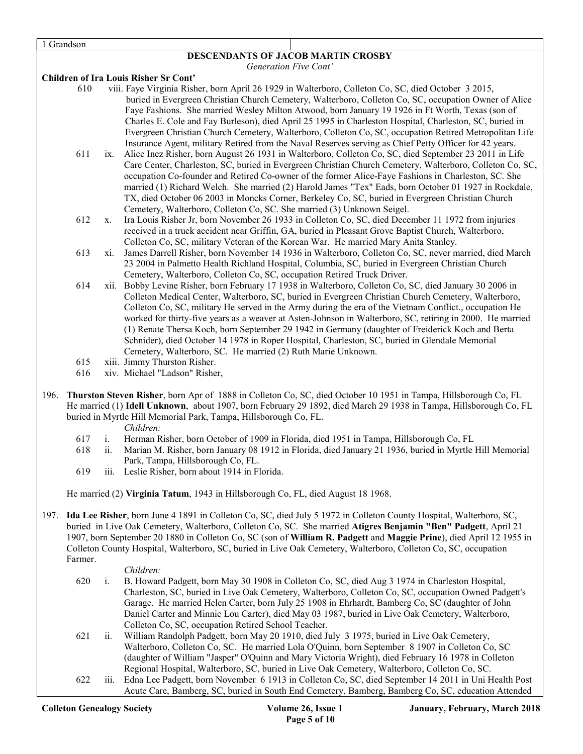1 Grandson

## DESCENDANTS OF JACOB MARTIN CROSBY

*Generation Five Cont'*

**Children of Ira Louis Risher Sr Cont'**

610 viii. Faye Virginia Risher, born April 26 1929 in Walterboro, Colleton Co, SC, died October 3 2015, buried in Evergreen Christian Church Cemetery, Walterboro, Colleton Co, SC, occupation Owner of Alice Faye Fashions. She married Wesley Milton Atwood, born January 19 1926 in Ft Worth, Texas (son of Charles E. Cole and Fay Burleson), died April 25 1995 in Charleston Hospital, Charleston, SC, buried in Evergreen Christian Church Cemetery, Walterboro, Colleton Co, SC, occupation Retired Metropolitan Life Insurance Agent, military Retired from the Naval Reserves serving as Chief Petty Officer for 42 years.

611 ix. Alice Inez Risher, born August 26 1931 in Walterboro, Colleton Co, SC, died September 23 2011 in Life Care Center, Charleston, SC, buried in Evergreen Christian Church Cemetery, Walterboro, Colleton Co, SC, occupation Co-founder and Retired Co-owner of the former Alice-Faye Fashions in Charleston, SC. She married (1) Richard Welch. She married (2) Harold James "Tex" Eads, born October 01 1927 in Rockdale, TX, died October 06 2003 in Moncks Corner, Berkeley Co, SC, buried in Evergreen Christian Church Cemetery, Walterboro, Colleton Co, SC. She married (3) Unknown Seigel.

612 x. Ira Louis Risher Jr, born November 26 1933 in Colleton Co, SC, died December 11 1972 from injuries received in a truck accident near Griffin, GA, buried in Pleasant Grove Baptist Church, Walterboro, Colleton Co, SC, military Veteran of the Korean War. He married Mary Anita Stanley.

613 xi. James Darrell Risher, born November 14 1936 in Walterboro, Colleton Co, SC, never married, died March 23 2004 in Palmetto Health Richland Hospital, Columbia, SC, buried in Evergreen Christian Church Cemetery, Walterboro, Colleton Co, SC, occupation Retired Truck Driver.

614 xii. Bobby Levine Risher, born February 17 1938 in Walterboro, Colleton Co, SC, died January 30 2006 in Colleton Medical Center, Walterboro, SC, buried in Evergreen Christian Church Cemetery, Walterboro, Colleton Co, SC, military He served in the Army during the era of the Vietnam Conflict., occupation He worked for thirty-five years as a weaver at Asten-Johnson in Walterboro, SC, retiring in 2000. He married (1) Renate Thersa Koch, born September 29 1942 in Germany (daughter of Freiderick Koch and Berta Schnider), died October 14 1978 in Roper Hospital, Charleston, SC, buried in Glendale Memorial Cemetery, Walterboro, SC. He married (2) Ruth Marie Unknown.

615 xiii. Jimmy Thurston Risher.

616 xiv. Michael "Ladson" Risher,

196. **Thurston Steven Risher**, born Apr of 1888 in Colleton Co, SC, died October 10 1951 in Tampa, Hillsborough Co, FL He married (1) **Idell Unknown**, about 1907, born February 29 1892, died March 29 1938 in Tampa, Hillsborough Co, FL buried in Myrtle Hill Memorial Park, Tampa, Hillsborough Co, FL.

*Children:*

617 i. Herman Risher, born October of 1909 in Florida, died 1951 in Tampa, Hillsborough Co, FL

618 ii. Marian M. Risher, born January 08 1912 in Florida, died January 21 1936, buried in Myrtle Hill Memorial Park, Tampa, Hillsborough Co, FL.

619 iii. Leslie Risher, born about 1914 in Florida.

He married (2) **Virginia Tatum**, 1943 in Hillsborough Co, FL, died August 18 1968.

197. **Ida Lee Risher**, born June 4 1891 in Colleton Co, SC, died July 5 1972 in Colleton County Hospital, Walterboro, SC, buried in Live Oak Cemetery, Walterboro, Colleton Co, SC. She married **Atigres Benjamin "Ben" Padgett**, April 21 1907, born September 20 1880 in Colleton Co, SC (son of **William R. Padgett** and **Maggie Prine**), died April 12 1955 in Colleton County Hospital, Walterboro, SC, buried in Live Oak Cemetery, Walterboro, Colleton Co, SC, occupation Farmer.

*Children:*

620 i. B. Howard Padgett, born May 30 1908 in Colleton Co, SC, died Aug 3 1974 in Charleston Hospital, Charleston, SC, buried in Live Oak Cemetery, Walterboro, Colleton Co, SC, occupation Owned Padgett's Garage. He married Helen Carter, born July 25 1908 in Ehrhardt, Bamberg Co, SC (daughter of John Daniel Carter and Minnie Lou Carter), died May 03 1987, buried in Live Oak Cemetery, Walterboro, Colleton Co, SC, occupation Retired School Teacher.

621 ii. William Randolph Padgett, born May 20 1910, died July 3 1975, buried in Live Oak Cemetery, Walterboro, Colleton Co, SC. He married Lola O'Quinn, born September 8 1907 in Colleton Co, SC (daughter of William "Jasper" O'Quinn and Mary Victoria Wright), died February 16 1978 in Colleton Regional Hospital, Walterboro, SC, buried in Live Oak Cemetery, Walterboro, Colleton Co, SC.

622 iii. Edna Lee Padgett, born November 6 1913 in Colleton Co, SC, died September 14 2011 in Uni Health Post Acute Care, Bamberg, SC, buried in South End Cemetery, Bamberg, Bamberg Co, SC, education Attended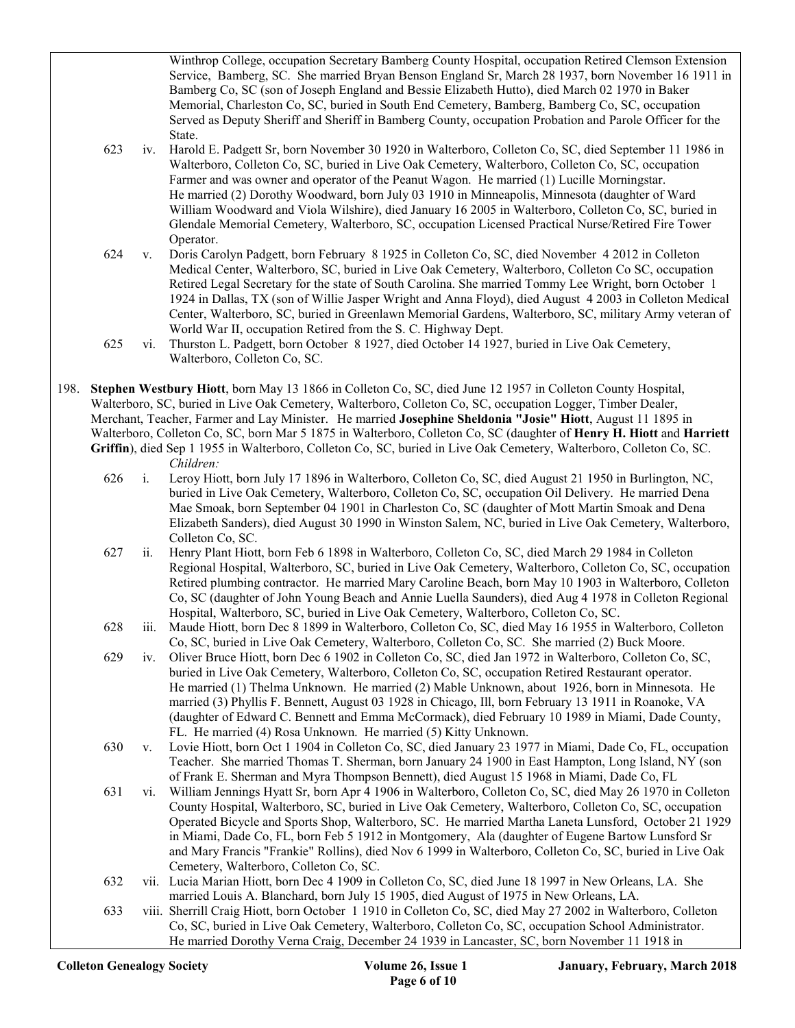Winthrop College, occupation Secretary Bamberg County Hospital, occupation Retired Clemson Extension Service, Bamberg, SC. She married Bryan Benson England Sr, March 28 1937, born November 16 1911 in Bamberg Co, SC (son of Joseph England and Bessie Elizabeth Hutto), died March 02 1970 in Baker Memorial, Charleston Co, SC, buried in South End Cemetery, Bamberg, Bamberg Co, SC, occupation Served as Deputy Sheriff and Sheriff in Bamberg County, occupation Probation and Parole Officer for the State.

623 iv. Harold E. Padgett Sr, born November 30 1920 in Walterboro, Colleton Co, SC, died September 11 1986 in Walterboro, Colleton Co, SC, buried in Live Oak Cemetery, Walterboro, Colleton Co, SC, occupation Farmer and was owner and operator of the Peanut Wagon. He married (1) Lucille Morningstar. He married (2) Dorothy Woodward, born July 03 1910 in Minneapolis, Minnesota (daughter of Ward William Woodward and Viola Wilshire), died January 16 2005 in Walterboro, Colleton Co, SC, buried in Glendale Memorial Cemetery, Walterboro, SC, occupation Licensed Practical Nurse/Retired Fire Tower Operator.

624 v. Doris Carolyn Padgett, born February 8 1925 in Colleton Co, SC, died November 4 2012 in Colleton Medical Center, Walterboro, SC, buried in Live Oak Cemetery, Walterboro, Colleton Co SC, occupation Retired Legal Secretary for the state of South Carolina. She married Tommy Lee Wright, born October 1 1924 in Dallas, TX (son of Willie Jasper Wright and Anna Floyd), died August 4 2003 in Colleton Medical Center, Walterboro, SC, buried in Greenlawn Memorial Gardens, Walterboro, SC, military Army veteran of World War II, occupation Retired from the S. C. Highway Dept.

625 vi. Thurston L. Padgett, born October 8 1927, died October 14 1927, buried in Live Oak Cemetery, Walterboro, Colleton Co, SC.

198. **Stephen Westbury Hiott**, born May 13 1866 in Colleton Co, SC, died June 12 1957 in Colleton County Hospital, Walterboro, SC, buried in Live Oak Cemetery, Walterboro, Colleton Co, SC, occupation Logger, Timber Dealer, Merchant, Teacher, Farmer and Lay Minister. He married **Josephine Sheldonia "Josie" Hiott**, August 11 1895 in Walterboro, Colleton Co, SC, born Mar 5 1875 in Walterboro, Colleton Co, SC (daughter of **Henry H. Hiott** and **Harriett Griffin**), died Sep 1 1955 in Walterboro, Colleton Co, SC, buried in Live Oak Cemetery, Walterboro, Colleton Co, SC.

*Children:*

626 i. Leroy Hiott, born July 17 1896 in Walterboro, Colleton Co, SC, died August 21 1950 in Burlington, NC, buried in Live Oak Cemetery, Walterboro, Colleton Co, SC, occupation Oil Delivery. He married Dena Mae Smoak, born September 04 1901 in Charleston Co, SC (daughter of Mott Martin Smoak and Dena Elizabeth Sanders), died August 30 1990 in Winston Salem, NC, buried in Live Oak Cemetery, Walterboro, Colleton Co, SC.

627 ii. Henry Plant Hiott, born Feb 6 1898 in Walterboro, Colleton Co, SC, died March 29 1984 in Colleton Regional Hospital, Walterboro, SC, buried in Live Oak Cemetery, Walterboro, Colleton Co, SC, occupation Retired plumbing contractor. He married Mary Caroline Beach, born May 10 1903 in Walterboro, Colleton Co, SC (daughter of John Young Beach and Annie Luella Saunders), died Aug 4 1978 in Colleton Regional Hospital, Walterboro, SC, buried in Live Oak Cemetery, Walterboro, Colleton Co, SC.

628 iii. Maude Hiott, born Dec 8 1899 in Walterboro, Colleton Co, SC, died May 16 1955 in Walterboro, Colleton Co, SC, buried in Live Oak Cemetery, Walterboro, Colleton Co, SC. She married (2) Buck Moore.

629 iv. Oliver Bruce Hiott, born Dec 6 1902 in Colleton Co, SC, died Jan 1972 in Walterboro, Colleton Co, SC, buried in Live Oak Cemetery, Walterboro, Colleton Co, SC, occupation Retired Restaurant operator. He married (1) Thelma Unknown. He married (2) Mable Unknown, about 1926, born in Minnesota. He married (3) Phyllis F. Bennett, August 03 1928 in Chicago, Ill, born February 13 1911 in Roanoke, VA (daughter of Edward C. Bennett and Emma McCormack), died February 10 1989 in Miami, Dade County, FL. He married (4) Rosa Unknown. He married (5) Kitty Unknown.

630 v. Lovie Hiott, born Oct 1 1904 in Colleton Co, SC, died January 23 1977 in Miami, Dade Co, FL, occupation Teacher. She married Thomas T. Sherman, born January 24 1900 in East Hampton, Long Island, NY (son of Frank E. Sherman and Myra Thompson Bennett), died August 15 1968 in Miami, Dade Co, FL

631 vi. William Jennings Hyatt Sr, born Apr 4 1906 in Walterboro, Colleton Co, SC, died May 26 1970 in Colleton County Hospital, Walterboro, SC, buried in Live Oak Cemetery, Walterboro, Colleton Co, SC, occupation Operated Bicycle and Sports Shop, Walterboro, SC. He married Martha Laneta Lunsford, October 21 1929 in Miami, Dade Co, FL, born Feb 5 1912 in Montgomery, Ala (daughter of Eugene Bartow Lunsford Sr and Mary Francis "Frankie" Rollins), died Nov 6 1999 in Walterboro, Colleton Co, SC, buried in Live Oak Cemetery, Walterboro, Colleton Co, SC.

632 vii. Lucia Marian Hiott, born Dec 4 1909 in Colleton Co, SC, died June 18 1997 in New Orleans, LA. She married Louis A. Blanchard, born July 15 1905, died August of 1975 in New Orleans, LA.

633 viii. Sherrill Craig Hiott, born October 1 1910 in Colleton Co, SC, died May 27 2002 in Walterboro, Colleton Co, SC, buried in Live Oak Cemetery, Walterboro, Colleton Co, SC, occupation School Administrator. He married Dorothy Verna Craig, December 24 1939 in Lancaster, SC, born November 11 1918 in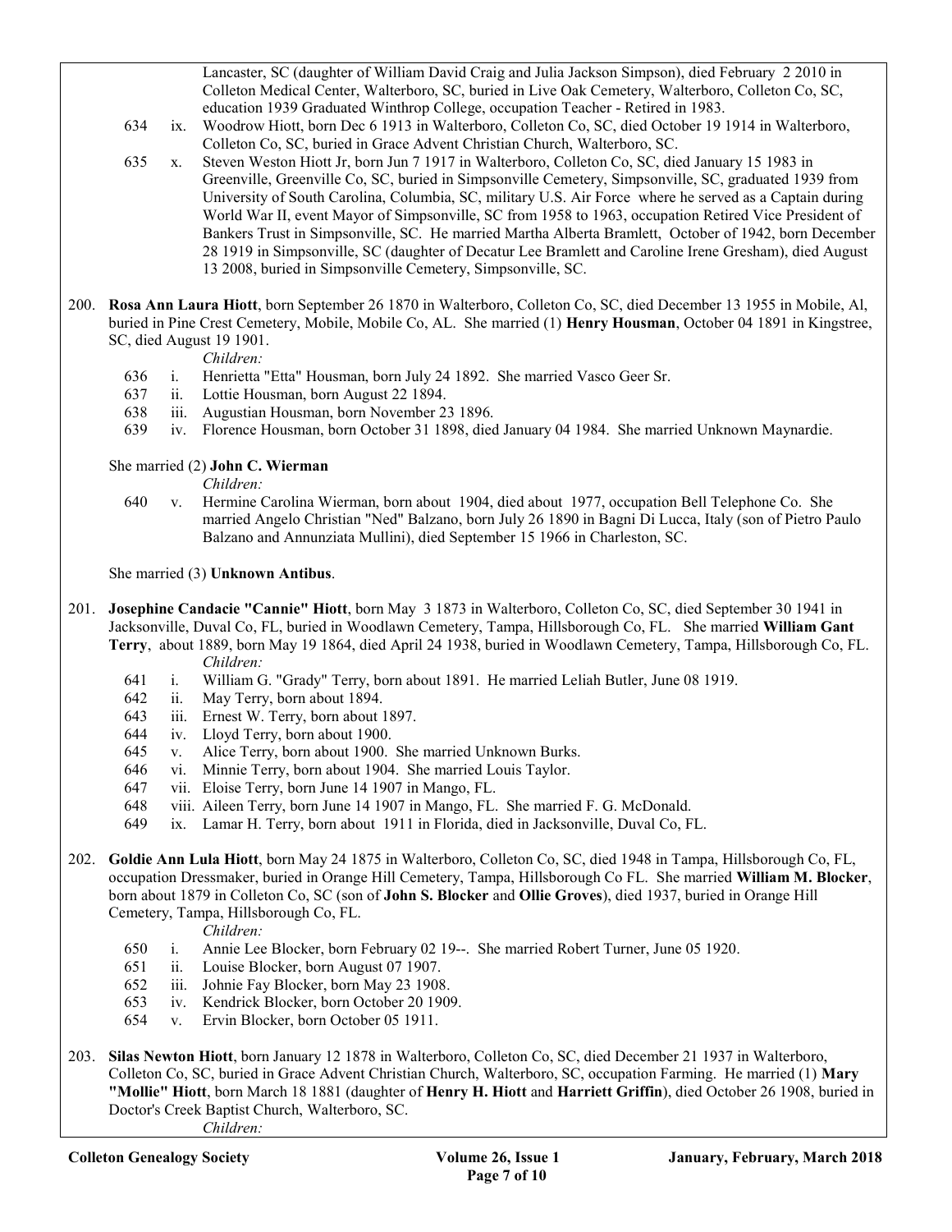Lancaster, SC (daughter of William David Craig and Julia Jackson Simpson), died February 2 2010 in Colleton Medical Center, Walterboro, SC, buried in Live Oak Cemetery, Walterboro, Colleton Co, SC, education 1939 Graduated Winthrop College, occupation Teacher - Retired in 1983.

634 ix. Woodrow Hiott, born Dec 6 1913 in Walterboro, Colleton Co, SC, died October 19 1914 in Walterboro, Colleton Co, SC, buried in Grace Advent Christian Church, Walterboro, SC.

635 x. Steven Weston Hiott Jr, born Jun 7 1917 in Walterboro, Colleton Co, SC, died January 15 1983 in Greenville, Greenville Co, SC, buried in Simpsonville Cemetery, Simpsonville, SC, graduated 1939 from University of South Carolina, Columbia, SC, military U.S. Air Force where he served as a Captain during World War II, event Mayor of Simpsonville, SC from 1958 to 1963, occupation Retired Vice President of Bankers Trust in Simpsonville, SC. He married Martha Alberta Bramlett, October of 1942, born December 28 1919 in Simpsonville, SC (daughter of Decatur Lee Bramlett and Caroline Irene Gresham), died August 13 2008, buried in Simpsonville Cemetery, Simpsonville, SC.

200. **Rosa Ann Laura Hiott**, born September 26 1870 in Walterboro, Colleton Co, SC, died December 13 1955 in Mobile, Al, buried in Pine Crest Cemetery, Mobile, Mobile Co, AL. She married (1) **Henry Housman**, October 04 1891 in Kingstree, SC, died August 19 1901.

*Children:*

636 i. Henrietta "Etta" Housman, born July 24 1892. She married Vasco Geer Sr.

637 ii. Lottie Housman, born August 22 1894.

638 iii. Augustian Housman, born November 23 1896.

639 iv. Florence Housman, born October 31 1898, died January 04 1984. She married Unknown Maynardie.

She married (2) **John C. Wierman**

*Children:*

640 v. Hermine Carolina Wierman, born about 1904, died about 1977, occupation Bell Telephone Co. She married Angelo Christian "Ned" Balzano, born July 26 1890 in Bagni Di Lucca, Italy (son of Pietro Paulo Balzano and Annunziata Mullini), died September 15 1966 in Charleston, SC.

She married (3) **Unknown Antibus**.

201. **Josephine Candacie "Cannie" Hiott**, born May 3 1873 in Walterboro, Colleton Co, SC, died September 30 1941 in Jacksonville, Duval Co, FL, buried in Woodlawn Cemetery, Tampa, Hillsborough Co, FL. She married **William Gant Terry**, about 1889, born May 19 1864, died April 24 1938, buried in Woodlawn Cemetery, Tampa, Hillsborough Co, FL.

*Children:*

641 i. William G. "Grady" Terry, born about 1891. He married Leliah Butler, June 08 1919.

642 ii. May Terry, born about 1894.

643 iii. Ernest W. Terry, born about 1897.

644 iv. Lloyd Terry, born about 1900.

645 v. Alice Terry, born about 1900. She married Unknown Burks.

646 vi. Minnie Terry, born about 1904. She married Louis Taylor.

647 vii. Eloise Terry, born June 14 1907 in Mango, FL.

648 viii. Aileen Terry, born June 14 1907 in Mango, FL. She married F. G. McDonald.

649 ix. Lamar H. Terry, born about 1911 in Florida, died in Jacksonville, Duval Co, FL.

202. **Goldie Ann Lula Hiott**, born May 24 1875 in Walterboro, Colleton Co, SC, died 1948 in Tampa, Hillsborough Co, FL, occupation Dressmaker, buried in Orange Hill Cemetery, Tampa, Hillsborough Co FL. She married **William M. Blocker**, born about 1879 in Colleton Co, SC (son of **John S. Blocker** and **Ollie Groves**), died 1937, buried in Orange Hill Cemetery, Tampa, Hillsborough Co, FL.

*Children:*

650 i. Annie Lee Blocker, born February 02 19--. She married Robert Turner, June 05 1920.

651 ii. Louise Blocker, born August 07 1907.

652 iii. Johnie Fay Blocker, born May 23 1908.

653 iv. Kendrick Blocker, born October 20 1909.

654 v. Ervin Blocker, born October 05 1911.

203. **Silas Newton Hiott**, born January 12 1878 in Walterboro, Colleton Co, SC, died December 21 1937 in Walterboro, Colleton Co, SC, buried in Grace Advent Christian Church, Walterboro, SC, occupation Farming. He married (1) **Mary "Mollie" Hiott**, born March 18 1881 (daughter of **Henry H. Hiott** and **Harriett Griffin**), died October 26 1908, buried in Doctor's Creek Baptist Church, Walterboro, SC.

*Children:*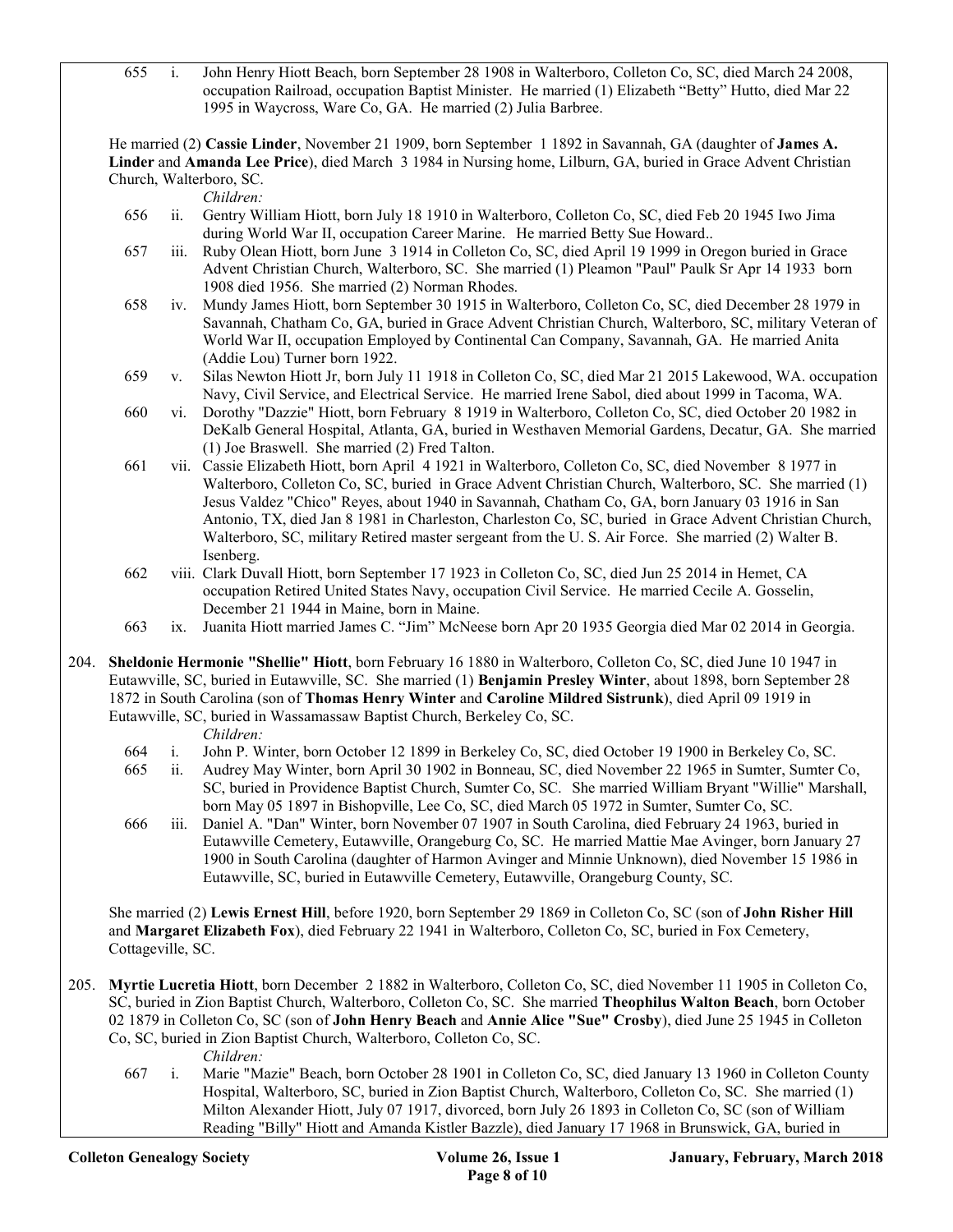655 i. John Henry Hiott Beach, born September 28 1908 in Walterboro, Colleton Co, SC, died March 24 2008, occupation Railroad, occupation Baptist Minister. He married (1) Elizabeth "Betty" Hutto, died Mar 22 1995 in Waycross, Ware Co, GA. He married (2) Julia Barbree.

He married (2) **Cassie Linder**, November 21 1909, born September 1 1892 in Savannah, GA (daughter of **James A. Linder** and **Amanda Lee Price**), died March 3 1984 in Nursing home, Lilburn, GA, buried in Grace Advent Christian Church, Walterboro, SC.

*Children:*

656 ii. Gentry William Hiott, born July 18 1910 in Walterboro, Colleton Co, SC, died Feb 20 1945 Iwo Jima during World War II, occupation Career Marine. He married Betty Sue Howard..

657 iii. Ruby Olean Hiott, born June 3 1914 in Colleton Co, SC, died April 19 1999 in Oregon buried in Grace Advent Christian Church, Walterboro, SC. She married (1) Pleamon "Paul" Paulk Sr Apr 14 1933 born 1908 died 1956. She married (2) Norman Rhodes.

658 iv. Mundy James Hiott, born September 30 1915 in Walterboro, Colleton Co, SC, died December 28 1979 in Savannah, Chatham Co, GA, buried in Grace Advent Christian Church, Walterboro, SC, military Veteran of World War II, occupation Employed by Continental Can Company, Savannah, GA. He married Anita (Addie Lou) Turner born 1922.

659 v. Silas Newton Hiott Jr, born July 11 1918 in Colleton Co, SC, died Mar 21 2015 Lakewood, WA. occupation Navy, Civil Service, and Electrical Service. He married Irene Sabol, died about 1999 in Tacoma, WA.

660 vi. Dorothy "Dazzie" Hiott, born February 8 1919 in Walterboro, Colleton Co, SC, died October 20 1982 in DeKalb General Hospital, Atlanta, GA, buried in Westhaven Memorial Gardens, Decatur, GA. She married (1) Joe Braswell. She married (2) Fred Talton.

661 vii. Cassie Elizabeth Hiott, born April 4 1921 in Walterboro, Colleton Co, SC, died November 8 1977 in Walterboro, Colleton Co, SC, buried in Grace Advent Christian Church, Walterboro, SC. She married (1) Jesus Valdez "Chico" Reyes, about 1940 in Savannah, Chatham Co, GA, born January 03 1916 in San Antonio, TX, died Jan 8 1981 in Charleston, Charleston Co, SC, buried in Grace Advent Christian Church, Walterboro, SC, military Retired master sergeant from the U. S. Air Force. She married (2) Walter B. Isenberg.

662 viii. Clark Duvall Hiott, born September 17 1923 in Colleton Co, SC, died Jun 25 2014 in Hemet, CA occupation Retired United States Navy, occupation Civil Service. He married Cecile A. Gosselin, December 21 1944 in Maine, born in Maine.

663 ix. Juanita Hiott married James C. "Jim" McNeese born Apr 20 1935 Georgia died Mar 02 2014 in Georgia.

204. **Sheldonie Hermonie "Shellie" Hiott**, born February 16 1880 in Walterboro, Colleton Co, SC, died June 10 1947 in Eutawville, SC, buried in Eutawville, SC. She married (1) **Benjamin Presley Winter**, about 1898, born September 28 1872 in South Carolina (son of **Thomas Henry Winter** and **Caroline Mildred Sistrunk**), died April 09 1919 in Eutawville, SC, buried in Wassamassaw Baptist Church, Berkeley Co, SC.

*Children:*

664 i. John P. Winter, born October 12 1899 in Berkeley Co, SC, died October 19 1900 in Berkeley Co, SC.

665 ii. Audrey May Winter, born April 30 1902 in Bonneau, SC, died November 22 1965 in Sumter, Sumter Co, SC, buried in Providence Baptist Church, Sumter Co, SC. She married William Bryant "Willie" Marshall, born May 05 1897 in Bishopville, Lee Co, SC, died March 05 1972 in Sumter, Sumter Co, SC.

666 iii. Daniel A. "Dan" Winter, born November 07 1907 in South Carolina, died February 24 1963, buried in Eutawville Cemetery, Eutawville, Orangeburg Co, SC. He married Mattie Mae Avinger, born January 27 1900 in South Carolina (daughter of Harmon Avinger and Minnie Unknown), died November 15 1986 in Eutawville, SC, buried in Eutawville Cemetery, Eutawville, Orangeburg County, SC.

She married (2) **Lewis Ernest Hill**, before 1920, born September 29 1869 in Colleton Co, SC (son of **John Risher Hill** and **Margaret Elizabeth Fox**), died February 22 1941 in Walterboro, Colleton Co, SC, buried in Fox Cemetery, Cottageville, SC.

205. **Myrtie Lucretia Hiott**, born December 2 1882 in Walterboro, Colleton Co, SC, died November 11 1905 in Colleton Co, SC, buried in Zion Baptist Church, Walterboro, Colleton Co, SC. She married **Theophilus Walton Beach**, born October 02 1879 in Colleton Co, SC (son of **John Henry Beach** and **Annie Alice "Sue" Crosby**), died June 25 1945 in Colleton Co, SC, buried in Zion Baptist Church, Walterboro, Colleton Co, SC.

*Children:*

667 i. Marie "Mazie" Beach, born October 28 1901 in Colleton Co, SC, died January 13 1960 in Colleton County Hospital, Walterboro, SC, buried in Zion Baptist Church, Walterboro, Colleton Co, SC. She married (1) Milton Alexander Hiott, July 07 1917, divorced, born July 26 1893 in Colleton Co, SC (son of William Reading "Billy" Hiott and Amanda Kistler Bazzle), died January 17 1968 in Brunswick, GA, buried in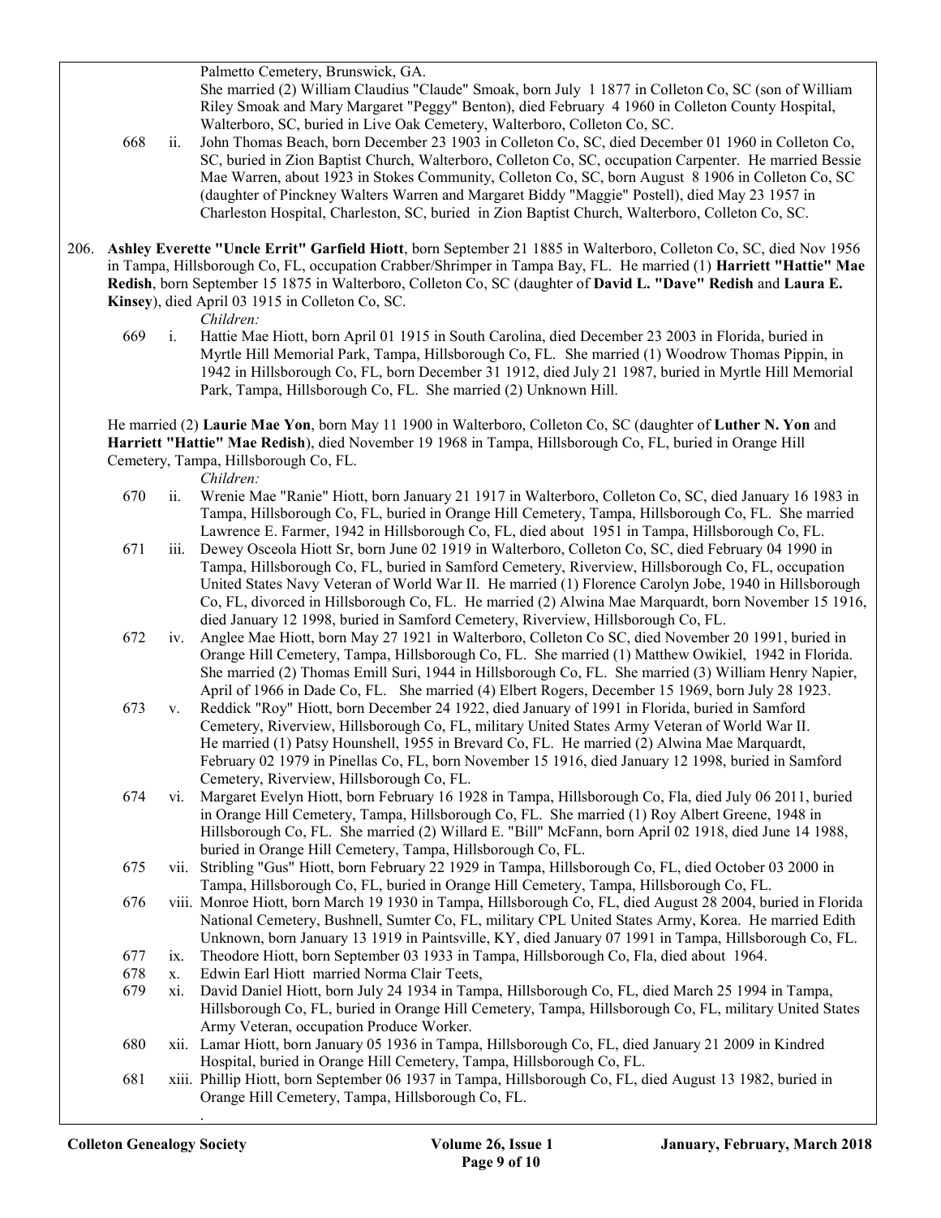Palmetto Cemetery, Brunswick, GA.
She married (2) William Claudius "Claude" Smoak, born July 1 1877 in Colleton Co, SC (son of William Riley Smoak and Mary Margaret "Peggy" Benton), died February 4 1960 in Colleton County Hospital, Walterboro, SC, buried in Live Oak Cemetery, Walterboro, Colleton Co, SC.

668 ii. John Thomas Beach, born December 23 1903 in Colleton Co, SC, died December 01 1960 in Colleton Co, SC, buried in Zion Baptist Church, Walterboro, Colleton Co, SC, occupation Carpenter. He married Bessie Mae Warren, about 1923 in Stokes Community, Colleton Co, SC, born August 8 1906 in Colleton Co, SC (daughter of Pinckney Walters Warren and Margaret Biddy "Maggie" Postell), died May 23 1957 in Charleston Hospital, Charleston, SC, buried in Zion Baptist Church, Walterboro, Colleton Co, SC.

206. **Ashley Everette "Uncle Errit" Garfield Hiott**, born September 21 1885 in Walterboro, Colleton Co, SC, died Nov 1956 in Tampa, Hillsborough Co, FL, occupation Crabber/Shrimper in Tampa Bay, FL. He married (1) **Harriett "Hattie" Mae Redish**, born September 15 1875 in Walterboro, Colleton Co, SC (daughter of **David L. "Dave" Redish** and **Laura E. Kinsey**), died April 03 1915 in Colleton Co, SC.

*Children:*

669 i. Hattie Mae Hiott, born April 01 1915 in South Carolina, died December 23 2003 in Florida, buried in Myrtle Hill Memorial Park, Tampa, Hillsborough Co, FL. She married (1) Woodrow Thomas Pippin, in 1942 in Hillsborough Co, FL, born December 31 1912, died July 21 1987, buried in Myrtle Hill Memorial Park, Tampa, Hillsborough Co, FL. She married (2) Unknown Hill.

He married (2) **Laurie Mae Yon**, born May 11 1900 in Walterboro, Colleton Co, SC (daughter of **Luther N. Yon** and **Harriett "Hattie" Mae Redish**), died November 19 1968 in Tampa, Hillsborough Co, FL, buried in Orange Hill Cemetery, Tampa, Hillsborough Co, FL.

*Children:*

670 ii. Wrenie Mae "Ranie" Hiott, born January 21 1917 in Walterboro, Colleton Co, SC, died January 16 1983 in Tampa, Hillsborough Co, FL, buried in Orange Hill Cemetery, Tampa, Hillsborough Co, FL. She married Lawrence E. Farmer, 1942 in Hillsborough Co, FL, died about 1951 in Tampa, Hillsborough Co, FL.

671 iii. Dewey Osceola Hiott Sr, born June 02 1919 in Walterboro, Colleton Co, SC, died February 04 1990 in Tampa, Hillsborough Co, FL, buried in Samford Cemetery, Riverview, Hillsborough Co, FL, occupation United States Navy Veteran of World War II. He married (1) Florence Carolyn Jobe, 1940 in Hillsborough Co, FL, divorced in Hillsborough Co, FL. He married (2) Alwina Mae Marquardt, born November 15 1916, died January 12 1998, buried in Samford Cemetery, Riverview, Hillsborough Co, FL.

672 iv. Anglee Mae Hiott, born May 27 1921 in Walterboro, Colleton Co SC, died November 20 1991, buried in Orange Hill Cemetery, Tampa, Hillsborough Co, FL. She married (1) Matthew Owikiel, 1942 in Florida. She married (2) Thomas Emill Suri, 1944 in Hillsborough Co, FL. She married (3) William Henry Napier, April of 1966 in Dade Co, FL. She married (4) Elbert Rogers, December 15 1969, born July 28 1923.

673 v. Reddick "Roy" Hiott, born December 24 1922, died January of 1991 in Florida, buried in Samford Cemetery, Riverview, Hillsborough Co, FL, military United States Army Veteran of World War II. He married (1) Patsy Hounshell, 1955 in Brevard Co, FL. He married (2) Alwina Mae Marquardt, February 02 1979 in Pinellas Co, FL, born November 15 1916, died January 12 1998, buried in Samford Cemetery, Riverview, Hillsborough Co, FL.

674 vi. Margaret Evelyn Hiott, born February 16 1928 in Tampa, Hillsborough Co, Fla, died July 06 2011, buried in Orange Hill Cemetery, Tampa, Hillsborough Co, FL. She married (1) Roy Albert Greene, 1948 in Hillsborough Co, FL. She married (2) Willard E. "Bill" McFann, born April 02 1918, died June 14 1988, buried in Orange Hill Cemetery, Tampa, Hillsborough Co, FL.

675 vii. Stribling "Gus" Hiott, born February 22 1929 in Tampa, Hillsborough Co, FL, died October 03 2000 in Tampa, Hillsborough Co, FL, buried in Orange Hill Cemetery, Tampa, Hillsborough Co, FL.

676 viii. Monroe Hiott, born March 19 1930 in Tampa, Hillsborough Co, FL, died August 28 2004, buried in Florida National Cemetery, Bushnell, Sumter Co, FL, military CPL United States Army, Korea. He married Edith Unknown, born January 13 1919 in Paintsville, KY, died January 07 1991 in Tampa, Hillsborough Co, FL.

677 ix. Theodore Hiott, born September 03 1933 in Tampa, Hillsborough Co, Fla, died about 1964.

678 x. Edwin Earl Hiott married Norma Clair Teets,

679 xi. David Daniel Hiott, born July 24 1934 in Tampa, Hillsborough Co, FL, died March 25 1994 in Tampa, Hillsborough Co, FL, buried in Orange Hill Cemetery, Tampa, Hillsborough Co, FL, military United States Army Veteran, occupation Produce Worker.

680 xii. Lamar Hiott, born January 05 1936 in Tampa, Hillsborough Co, FL, died January 21 2009 in Kindred Hospital, buried in Orange Hill Cemetery, Tampa, Hillsborough Co, FL.

681 xiii. Phillip Hiott, born September 06 1937 in Tampa, Hillsborough Co, FL, died August 13 1982, buried in Orange Hill Cemetery, Tampa, Hillsborough Co, FL.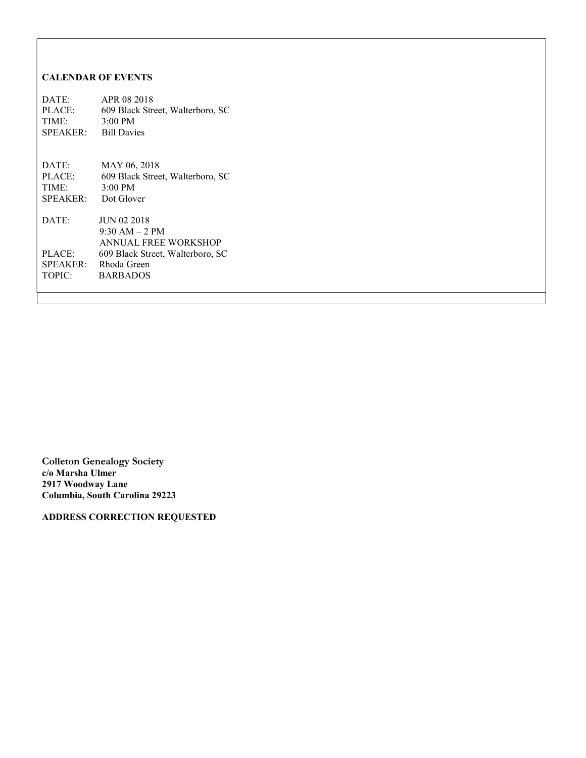**CALENDAR OF EVENTS**

DATE: APR 08 2018
PLACE: 609 Black Street, Walterboro, SC
TIME: 3:00 PM
SPEAKER: Bill Davies

DATE: MAY 06, 2018
PLACE: 609 Black Street, Walterboro, SC
TIME: 3:00 PM
SPEAKER: Dot Glover

DATE: JUN 02 2018
9:30 AM – 2 PM
ANNUAL FREE WORKSHOP
PLACE: 609 Black Street, Walterboro, SC
SPEAKER: Rhoda Green
TOPIC: BARBADOS

**Colleton Genealogy Society**
**c/o Marsha Ulmer**
**2917 Woodway Lane**
**Columbia, South Carolina 29223**

**ADDRESS CORRECTION REQUESTED**